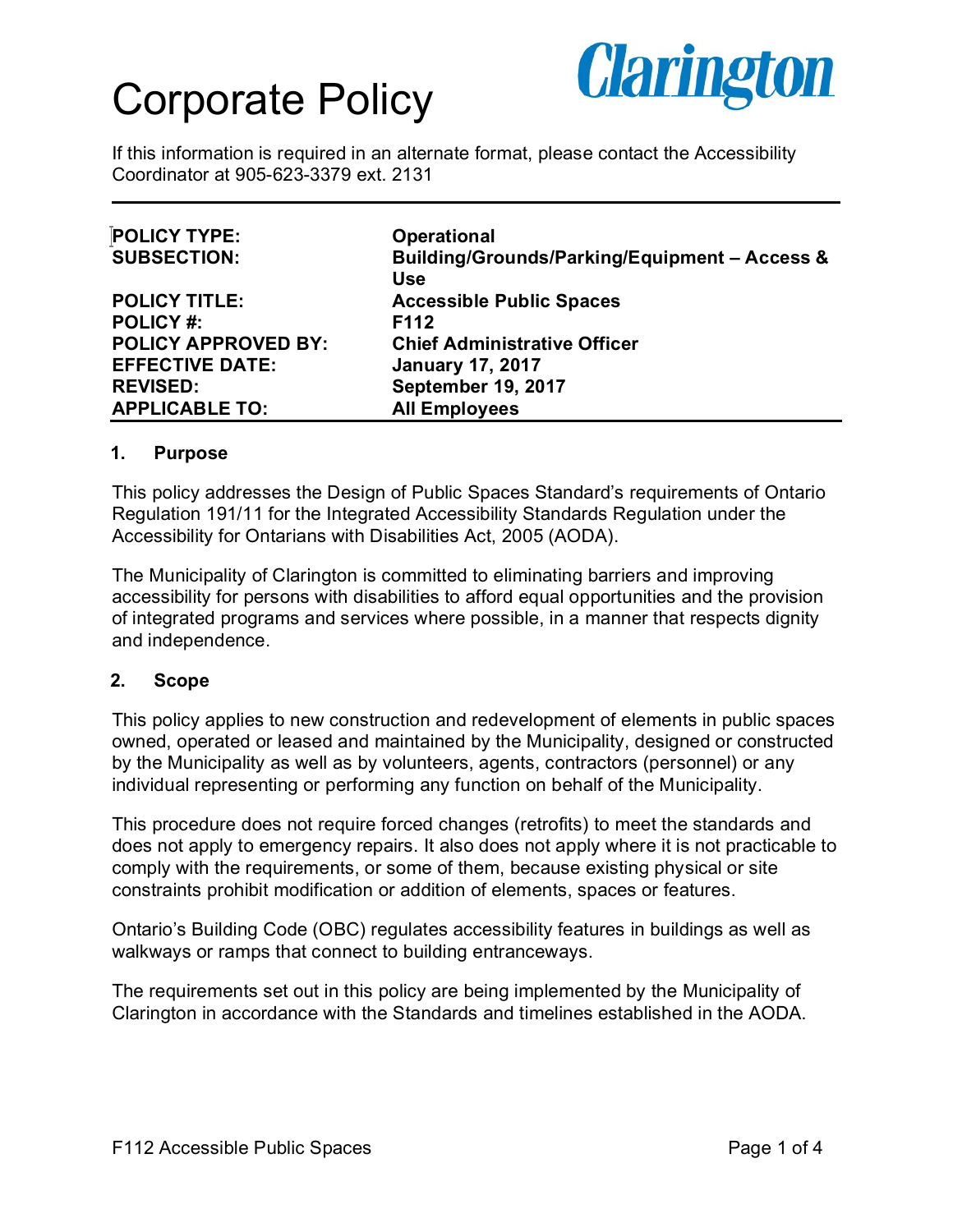# Corporate Policy

Clarington

If this information is required in an alternate format, please contact the Accessibility Coordinator at 905-623-3379 ext. 2131

| | |
|---|---|
| **POLICY TYPE:** | **Operational** |
| **SUBSECTION:** | **Building/Grounds/Parking/Equipment – Access & Use** |
| **POLICY TITLE:** | **Accessible Public Spaces** |
| **POLICY #:** | **F112** |
| **POLICY APPROVED BY:** | **Chief Administrative Officer** |
| **EFFECTIVE DATE:** | **January 17, 2017** |
| **REVISED:** | **September 19, 2017** |
| **APPLICABLE TO:** | **All Employees** |

## 1. Purpose

This policy addresses the Design of Public Spaces Standard's requirements of Ontario Regulation 191/11 for the Integrated Accessibility Standards Regulation under the Accessibility for Ontarians with Disabilities Act, 2005 (AODA).

The Municipality of Clarington is committed to eliminating barriers and improving accessibility for persons with disabilities to afford equal opportunities and the provision of integrated programs and services where possible, in a manner that respects dignity and independence.

## 2. Scope

This policy applies to new construction and redevelopment of elements in public spaces owned, operated or leased and maintained by the Municipality, designed or constructed by the Municipality as well as by volunteers, agents, contractors (personnel) or any individual representing or performing any function on behalf of the Municipality.

This procedure does not require forced changes (retrofits) to meet the standards and does not apply to emergency repairs. It also does not apply where it is not practicable to comply with the requirements, or some of them, because existing physical or site constraints prohibit modification or addition of elements, spaces or features.

Ontario's Building Code (OBC) regulates accessibility features in buildings as well as walkways or ramps that connect to building entranceways.

The requirements set out in this policy are being implemented by the Municipality of Clarington in accordance with the Standards and timelines established in the AODA.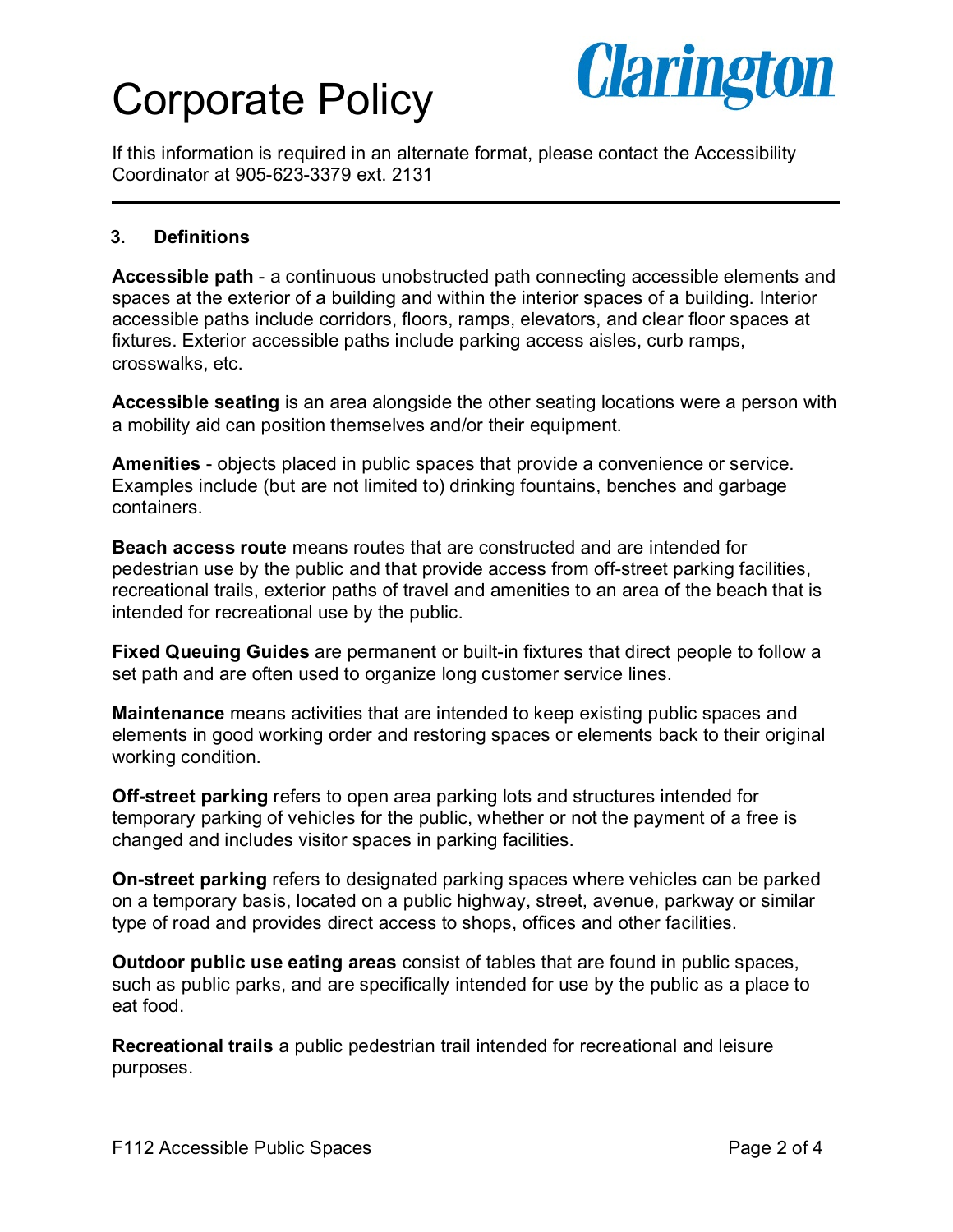# Corporate Policy

If this information is required in an alternate format, please contact the Accessibility Coordinator at 905-623-3379 ext. 2131

---

### 3. Definitions

**Accessible path** - a continuous unobstructed path connecting accessible elements and spaces at the exterior of a building and within the interior spaces of a building. Interior accessible paths include corridors, floors, ramps, elevators, and clear floor spaces at fixtures. Exterior accessible paths include parking access aisles, curb ramps, crosswalks, etc.

**Accessible seating** is an area alongside the other seating locations were a person with a mobility aid can position themselves and/or their equipment.

**Amenities** - objects placed in public spaces that provide a convenience or service. Examples include (but are not limited to) drinking fountains, benches and garbage containers.

**Beach access route** means routes that are constructed and are intended for pedestrian use by the public and that provide access from off-street parking facilities, recreational trails, exterior paths of travel and amenities to an area of the beach that is intended for recreational use by the public.

**Fixed Queuing Guides** are permanent or built-in fixtures that direct people to follow a set path and are often used to organize long customer service lines.

**Maintenance** means activities that are intended to keep existing public spaces and elements in good working order and restoring spaces or elements back to their original working condition.

**Off-street parking** refers to open area parking lots and structures intended for temporary parking of vehicles for the public, whether or not the payment of a free is changed and includes visitor spaces in parking facilities.

**On-street parking** refers to designated parking spaces where vehicles can be parked on a temporary basis, located on a public highway, street, avenue, parkway or similar type of road and provides direct access to shops, offices and other facilities.

**Outdoor public use eating areas** consist of tables that are found in public spaces, such as public parks, and are specifically intended for use by the public as a place to eat food.

**Recreational trails** a public pedestrian trail intended for recreational and leisure purposes.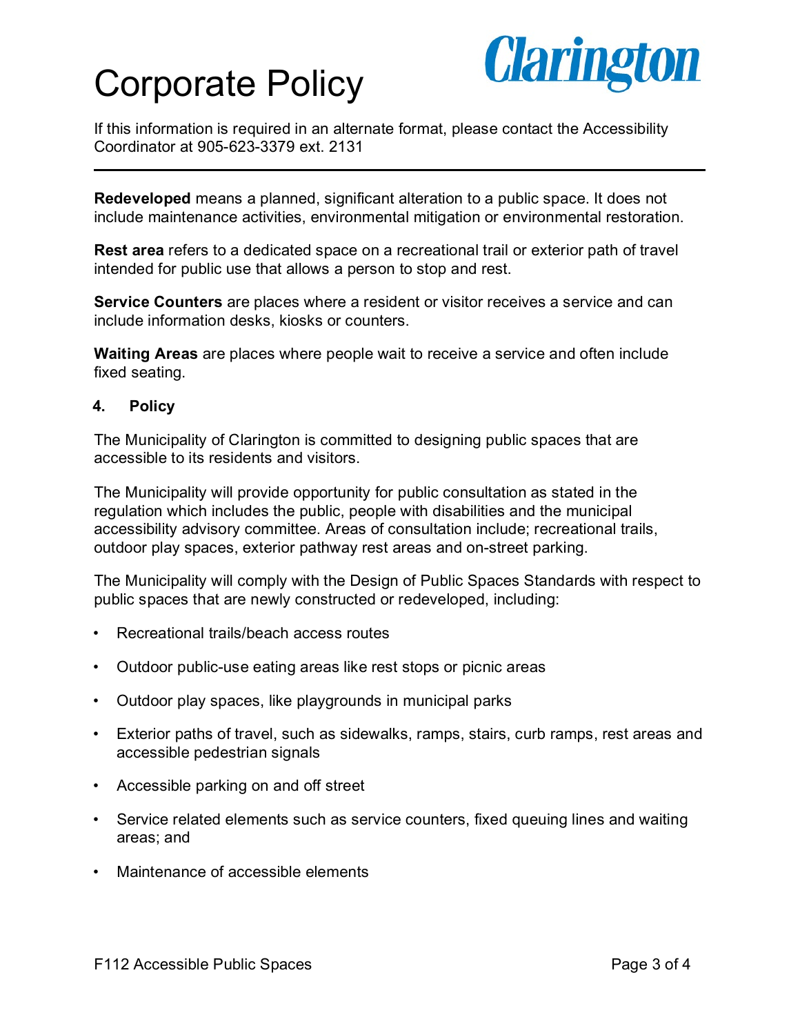**Redeveloped** means a planned, significant alteration to a public space. It does not include maintenance activities, environmental mitigation or environmental restoration.

**Rest area** refers to a dedicated space on a recreational trail or exterior path of travel intended for public use that allows a person to stop and rest.

**Service Counters** are places where a resident or visitor receives a service and can include information desks, kiosks or counters.

**Waiting Areas** are places where people wait to receive a service and often include fixed seating.

## 4. Policy

The Municipality of Clarington is committed to designing public spaces that are accessible to its residents and visitors.

The Municipality will provide opportunity for public consultation as stated in the regulation which includes the public, people with disabilities and the municipal accessibility advisory committee. Areas of consultation include; recreational trails, outdoor play spaces, exterior pathway rest areas and on-street parking.

The Municipality will comply with the Design of Public Spaces Standards with respect to public spaces that are newly constructed or redeveloped, including:

- Recreational trails/beach access routes
- Outdoor public-use eating areas like rest stops or picnic areas
- Outdoor play spaces, like playgrounds in municipal parks
- Exterior paths of travel, such as sidewalks, ramps, stairs, curb ramps, rest areas and accessible pedestrian signals
- Accessible parking on and off street
- Service related elements such as service counters, fixed queuing lines and waiting areas; and
- Maintenance of accessible elements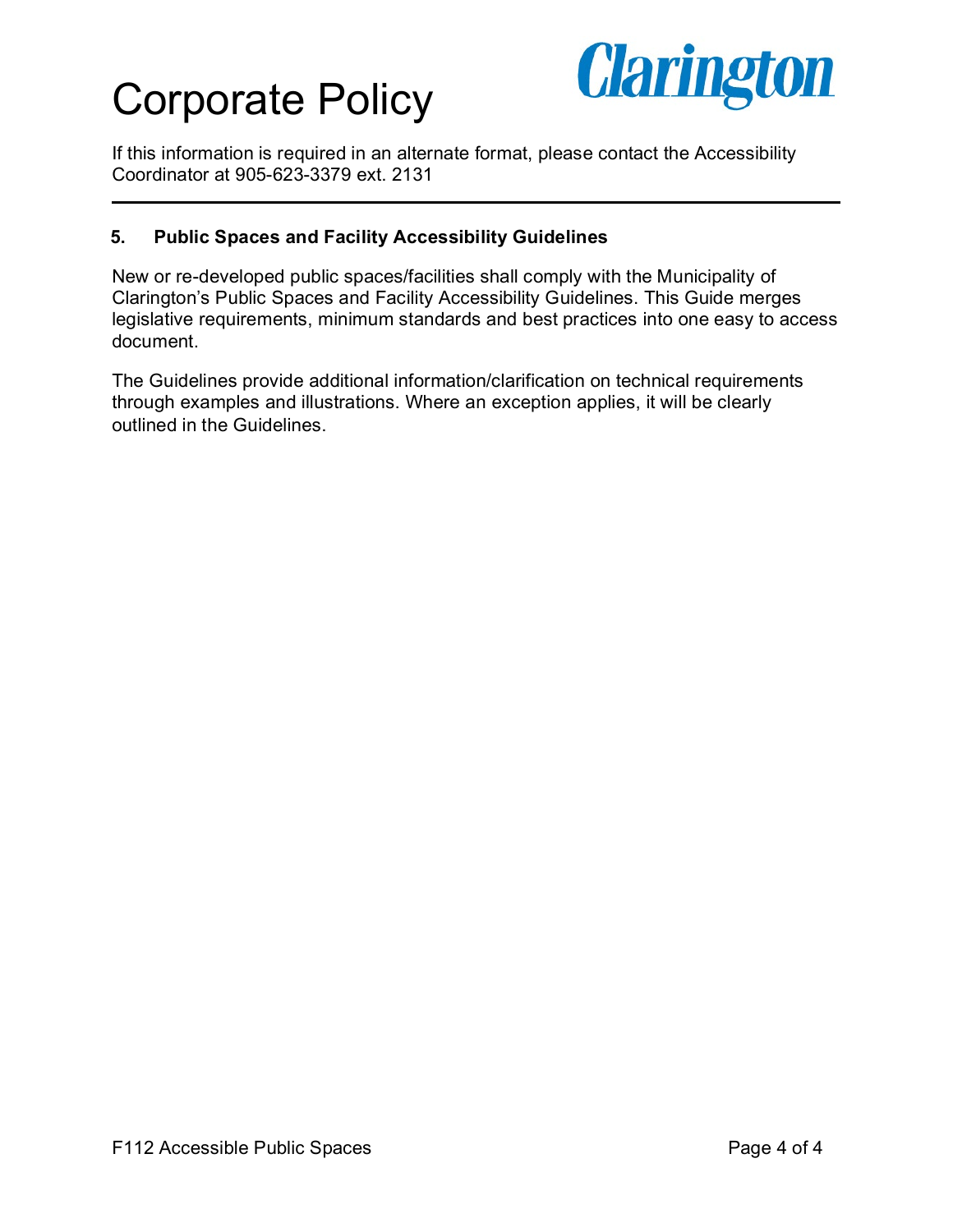Corporate Policy

If this information is required in an alternate format, please contact the Accessibility Coordinator at 905-623-3379 ext. 2131

## 5. Public Spaces and Facility Accessibility Guidelines

New or re-developed public spaces/facilities shall comply with the Municipality of Clarington's Public Spaces and Facility Accessibility Guidelines. This Guide merges legislative requirements, minimum standards and best practices into one easy to access document.

The Guidelines provide additional information/clarification on technical requirements through examples and illustrations. Where an exception applies, it will be clearly outlined in the Guidelines.